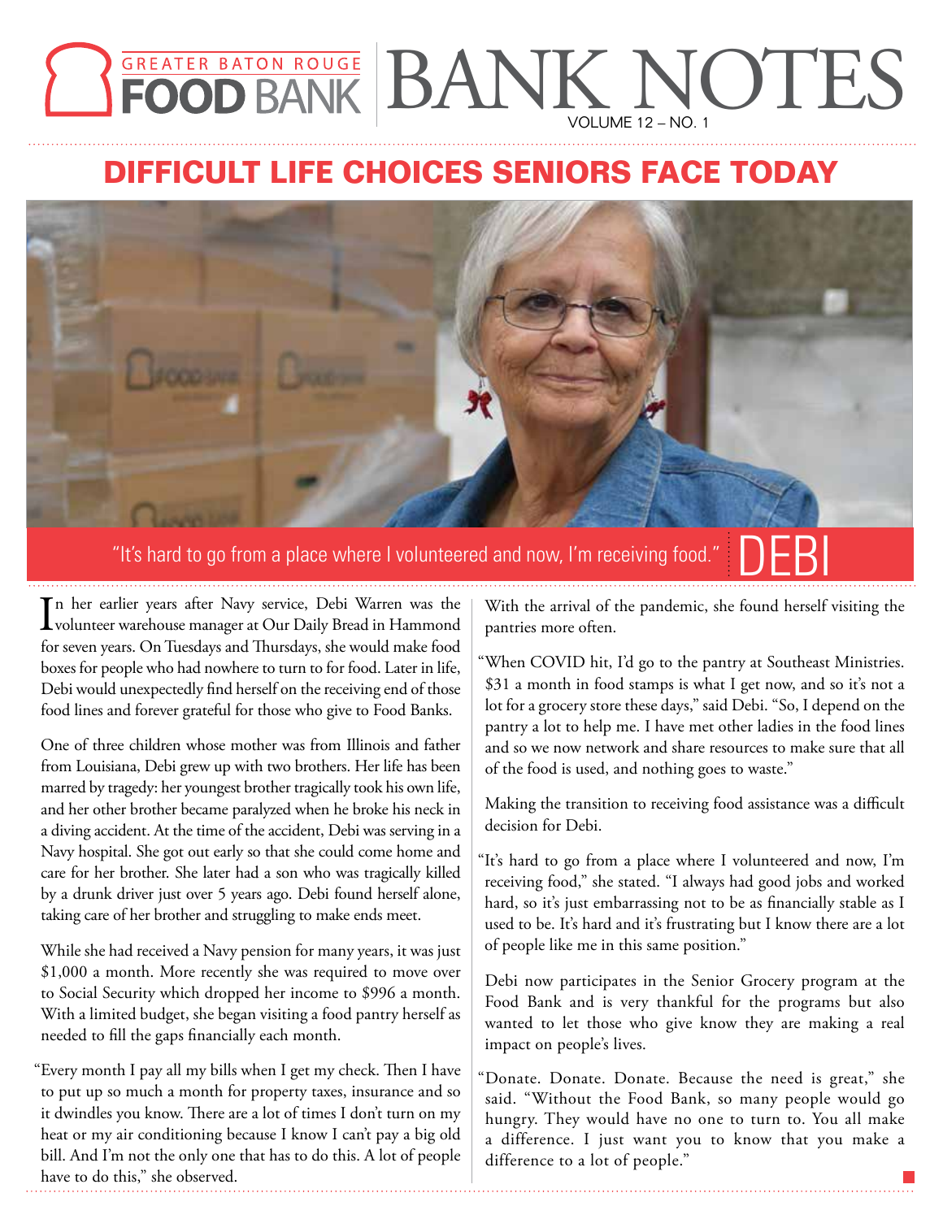# GREATER BATON ROUGE FOOD BANK — BANK NOTES

VOLUME 12 – NO. 1

## DIFFICULT LIFE CHOICES SENIORS FACE TODAY

"It's hard to go from a place where I volunteered and now, I'm receiving food." DEBI

In her earlier years after Navy service, Debi Warren was the volunteer warehouse manager at Our Daily Bread in Hammond for seven years. On Tuesdays and Thursdays, she would make food boxes for people who had nowhere to turn to for food. Later in life, Debi would unexpectedly find herself on the receiving end of those food lines and forever grateful for those who give to Food Banks.

One of three children whose mother was from Illinois and father from Louisiana, Debi grew up with two brothers. Her life has been marred by tragedy: her youngest brother tragically took his own life, and her other brother became paralyzed when he broke his neck in a diving accident. At the time of the accident, Debi was serving in a Navy hospital. She got out early so that she could come home and care for her brother. She later had a son who was tragically killed by a drunk driver just over 5 years ago. Debi found herself alone, taking care of her brother and struggling to make ends meet.

While she had received a Navy pension for many years, it was just $1,000 a month. More recently she was required to move over to Social Security which dropped her income to $996 a month. With a limited budget, she began visiting a food pantry herself as needed to fill the gaps financially each month.

"Every month I pay all my bills when I get my check. Then I have to put up so much a month for property taxes, insurance and so it dwindles you know. There are a lot of times I don't turn on my heat or my air conditioning because I know I can't pay a big old bill. And I'm not the only one that has to do this. A lot of people have to do this," she observed.

With the arrival of the pandemic, she found herself visiting the pantries more often.

"When COVID hit, I'd go to the pantry at Southeast Ministries. $31 a month in food stamps is what I get now, and so it's not a lot for a grocery store these days," said Debi. "So, I depend on the pantry a lot to help me. I have met other ladies in the food lines and so we now network and share resources to make sure that all of the food is used, and nothing goes to waste."

Making the transition to receiving food assistance was a difficult decision for Debi.

"It's hard to go from a place where I volunteered and now, I'm receiving food," she stated. "I always had good jobs and worked hard, so it's just embarrassing not to be as financially stable as I used to be. It's hard and it's frustrating but I know there are a lot of people like me in this same position."

Debi now participates in the Senior Grocery program at the Food Bank and is very thankful for the programs but also wanted to let those who give know they are making a real impact on people's lives.

"Donate. Donate. Donate. Because the need is great," she said. "Without the Food Bank, so many people would go hungry. They would have no one to turn to. You all make a difference. I just want you to know that you make a difference to a lot of people."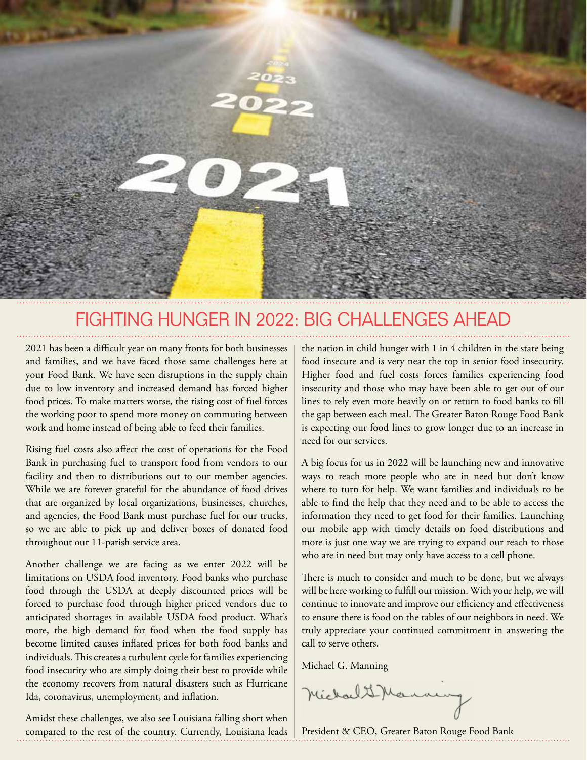## FIGHTING HUNGER IN 2022: BIG CHALLENGES AHEAD

2021 has been a difficult year on many fronts for both businesses and families, and we have faced those same challenges here at your Food Bank. We have seen disruptions in the supply chain due to low inventory and increased demand has forced higher food prices. To make matters worse, the rising cost of fuel forces the working poor to spend more money on commuting between work and home instead of being able to feed their families.

Rising fuel costs also affect the cost of operations for the Food Bank in purchasing fuel to transport food from vendors to our facility and then to distributions out to our member agencies. While we are forever grateful for the abundance of food drives that are organized by local organizations, businesses, churches, and agencies, the Food Bank must purchase fuel for our trucks, so we are able to pick up and deliver boxes of donated food throughout our 11-parish service area.

Another challenge we are facing as we enter 2022 will be limitations on USDA food inventory. Food banks who purchase food through the USDA at deeply discounted prices will be forced to purchase food through higher priced vendors due to anticipated shortages in available USDA food product. What's more, the high demand for food when the food supply has become limited causes inflated prices for both food banks and individuals. This creates a turbulent cycle for families experiencing food insecurity who are simply doing their best to provide while the economy recovers from natural disasters such as Hurricane Ida, coronavirus, unemployment, and inflation.

Amidst these challenges, we also see Louisiana falling short when compared to the rest of the country. Currently, Louisiana leads the nation in child hunger with 1 in 4 children in the state being food insecure and is very near the top in senior food insecurity. Higher food and fuel costs forces families experiencing food insecurity and those who may have been able to get out of our lines to rely even more heavily on or return to food banks to fill the gap between each meal. The Greater Baton Rouge Food Bank is expecting our food lines to grow longer due to an increase in need for our services.

A big focus for us in 2022 will be launching new and innovative ways to reach more people who are in need but don't know where to turn for help. We want families and individuals to be able to find the help that they need and to be able to access the information they need to get food for their families. Launching our mobile app with timely details on food distributions and more is just one way we are trying to expand our reach to those who are in need but may only have access to a cell phone.

There is much to consider and much to be done, but we always will be here working to fulfill our mission. With your help, we will continue to innovate and improve our efficiency and effectiveness to ensure there is food on the tables of our neighbors in need. We truly appreciate your continued commitment in answering the call to serve others.

Michael G. Manning

President & CEO, Greater Baton Rouge Food Bank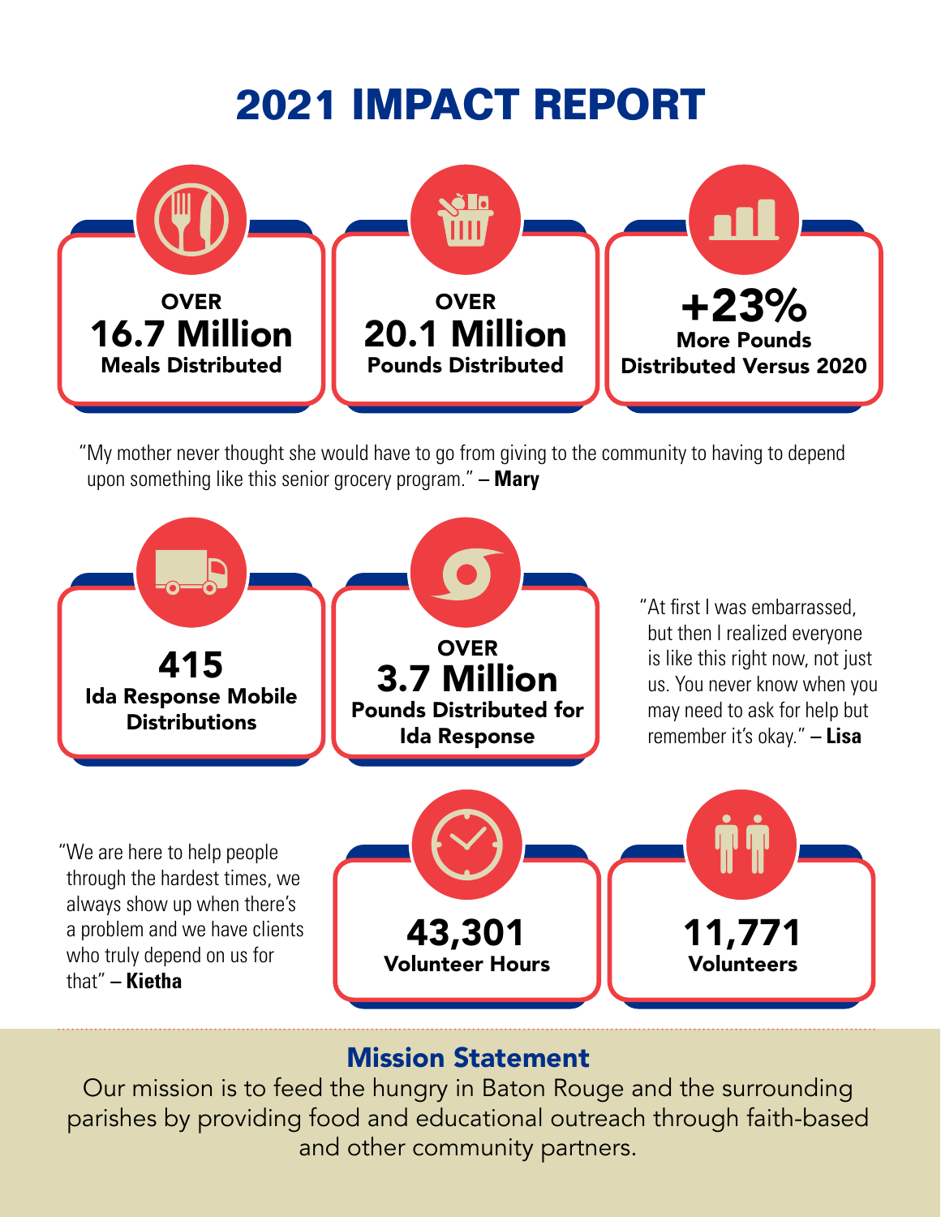# 2021 IMPACT REPORT

**OVER**
**16.7 Million**
**Meals Distributed**

**OVER**
**20.1 Million**
**Pounds Distributed**

**+23%**
**More Pounds Distributed Versus 2020**

"My mother never thought she would have to go from giving to the community to having to depend upon something like this senior grocery program." – **Mary**

**415**
**Ida Response Mobile Distributions**

**OVER**
**3.7 Million**
**Pounds Distributed for Ida Response**

"At first I was embarrassed, but then I realized everyone is like this right now, not just us. You never know when you may need to ask for help but remember it's okay." – **Lisa**

"We are here to help people through the hardest times, we always show up when there's a problem and we have clients who truly depend on us for that" – **Kietha**

**43,301**
**Volunteer Hours**

**11,771**
**Volunteers**

## Mission Statement

Our mission is to feed the hungry in Baton Rouge and the surrounding parishes by providing food and educational outreach through faith-based and other community partners.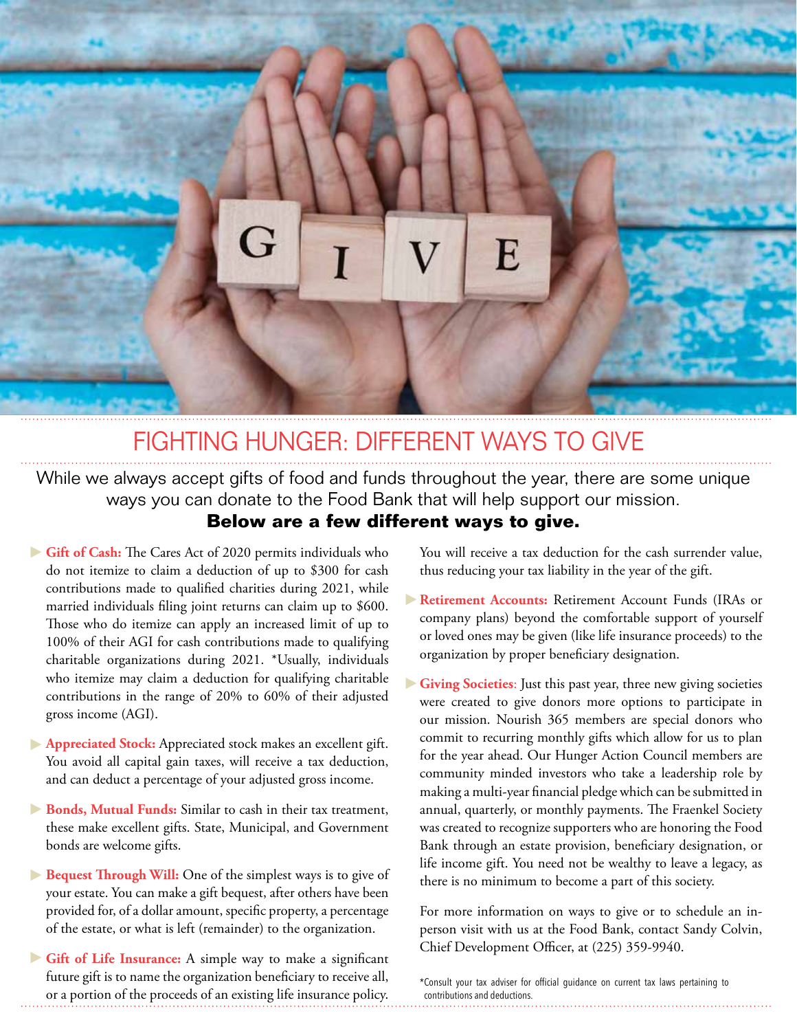# FIGHTING HUNGER: DIFFERENT WAYS TO GIVE

While we always accept gifts of food and funds throughout the year, there are some unique ways you can donate to the Food Bank that will help support our mission.

**Below are a few different ways to give.**

- **Gift of Cash:** The Cares Act of 2020 permits individuals who do not itemize to claim a deduction of up to $300 for cash contributions made to qualified charities during 2021, while married individuals filing joint returns can claim up to $600. Those who do itemize can apply an increased limit of up to 100% of their AGI for cash contributions made to qualifying charitable organizations during 2021. *Usually, individuals who itemize may claim a deduction for qualifying charitable contributions in the range of 20% to 60% of their adjusted gross income (AGI).

- **Appreciated Stock:** Appreciated stock makes an excellent gift. You avoid all capital gain taxes, will receive a tax deduction, and can deduct a percentage of your adjusted gross income.

- **Bonds, Mutual Funds:** Similar to cash in their tax treatment, these make excellent gifts. State, Municipal, and Government bonds are welcome gifts.

- **Bequest Through Will:** One of the simplest ways is to give of your estate. You can make a gift bequest, after others have been provided for, of a dollar amount, specific property, a percentage of the estate, or what is left (remainder) to the organization.

- **Gift of Life Insurance:** A simple way to make a significant future gift is to name the organization beneficiary to receive all, or a portion of the proceeds of an existing life insurance policy. You will receive a tax deduction for the cash surrender value, thus reducing your tax liability in the year of the gift.

- **Retirement Accounts:** Retirement Account Funds (IRAs or company plans) beyond the comfortable support of yourself or loved ones may be given (like life insurance proceeds) to the organization by proper beneficiary designation.

- **Giving Societies**: Just this past year, three new giving societies were created to give donors more options to participate in our mission. Nourish 365 members are special donors who commit to recurring monthly gifts which allow for us to plan for the year ahead. Our Hunger Action Council members are community minded investors who take a leadership role by making a multi-year financial pledge which can be submitted in annual, quarterly, or monthly payments. The Fraenkel Society was created to recognize supporters who are honoring the Food Bank through an estate provision, beneficiary designation, or life income gift. You need not be wealthy to leave a legacy, as there is no minimum to become a part of this society.

For more information on ways to give or to schedule an in-person visit with us at the Food Bank, contact Sandy Colvin, Chief Development Officer, at (225) 359-9940.

*Consult your tax adviser for official guidance on current tax laws pertaining to contributions and deductions.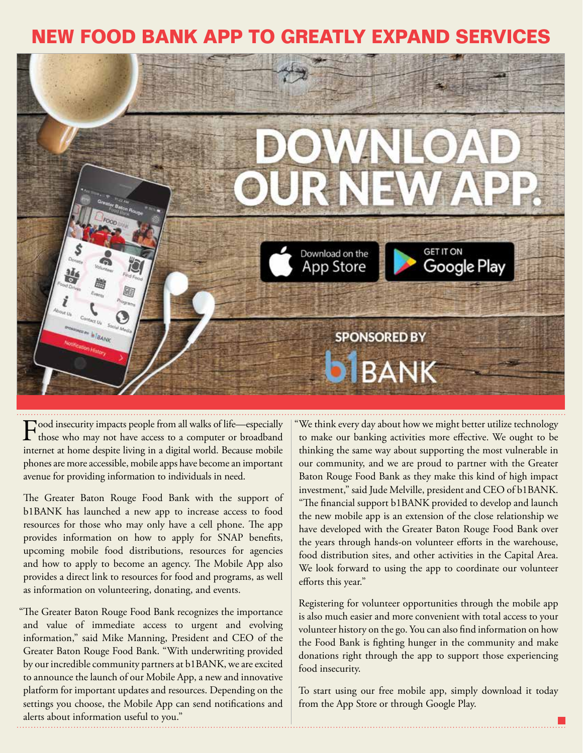# NEW FOOD BANK APP TO GREATLY EXPAND SERVICES

DOWNLOAD OUR NEW APP.

Download on the App Store

GET IT ON Google Play

SPONSORED BY b1BANK

Food insecurity impacts people from all walks of life—especially those who may not have access to a computer or broadband internet at home despite living in a digital world. Because mobile phones are more accessible, mobile apps have become an important avenue for providing information to individuals in need.

The Greater Baton Rouge Food Bank with the support of b1BANK has launched a new app to increase access to food resources for those who may only have a cell phone. The app provides information on how to apply for SNAP benefits, upcoming mobile food distributions, resources for agencies and how to apply to become an agency. The Mobile App also provides a direct link to resources for food and programs, as well as information on volunteering, donating, and events.

"The Greater Baton Rouge Food Bank recognizes the importance and value of immediate access to urgent and evolving information," said Mike Manning, President and CEO of the Greater Baton Rouge Food Bank. "With underwriting provided by our incredible community partners at b1BANK, we are excited to announce the launch of our Mobile App, a new and innovative platform for important updates and resources. Depending on the settings you choose, the Mobile App can send notifications and alerts about information useful to you."

"We think every day about how we might better utilize technology to make our banking activities more effective. We ought to be thinking the same way about supporting the most vulnerable in our community, and we are proud to partner with the Greater Baton Rouge Food Bank as they make this kind of high impact investment," said Jude Melville, president and CEO of b1BANK. "The financial support b1BANK provided to develop and launch the new mobile app is an extension of the close relationship we have developed with the Greater Baton Rouge Food Bank over the years through hands-on volunteer efforts in the warehouse, food distribution sites, and other activities in the Capital Area. We look forward to using the app to coordinate our volunteer efforts this year."

Registering for volunteer opportunities through the mobile app is also much easier and more convenient with total access to your volunteer history on the go. You can also find information on how the Food Bank is fighting hunger in the community and make donations right through the app to support those experiencing food insecurity.

To start using our free mobile app, simply download it today from the App Store or through Google Play.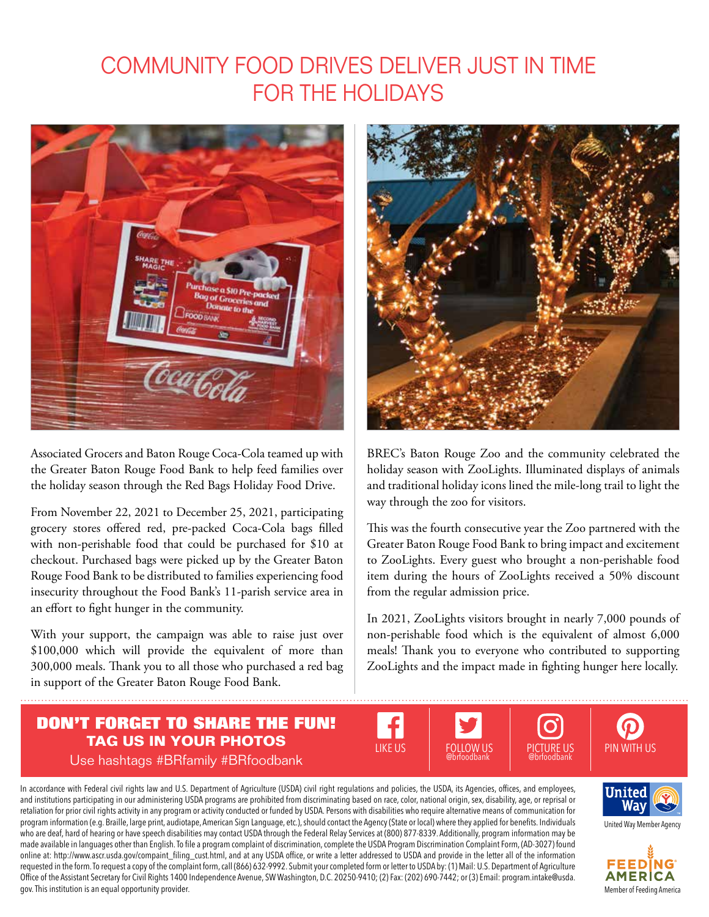# COMMUNITY FOOD DRIVES DELIVER JUST IN TIME FOR THE HOLIDAYS

Associated Grocers and Baton Rouge Coca-Cola teamed up with the Greater Baton Rouge Food Bank to help feed families over the holiday season through the Red Bags Holiday Food Drive.

From November 22, 2021 to December 25, 2021, participating grocery stores offered red, pre-packed Coca-Cola bags filled with non-perishable food that could be purchased for $10 at checkout. Purchased bags were picked up by the Greater Baton Rouge Food Bank to be distributed to families experiencing food insecurity throughout the Food Bank's 11-parish service area in an effort to fight hunger in the community.

With your support, the campaign was able to raise just over $100,000 which will provide the equivalent of more than 300,000 meals. Thank you to all those who purchased a red bag in support of the Greater Baton Rouge Food Bank.

BREC's Baton Rouge Zoo and the community celebrated the holiday season with ZooLights. Illuminated displays of animals and traditional holiday icons lined the mile-long trail to light the way through the zoo for visitors.

This was the fourth consecutive year the Zoo partnered with the Greater Baton Rouge Food Bank to bring impact and excitement to ZooLights. Every guest who brought a non-perishable food item during the hours of ZooLights received a 50% discount from the regular admission price.

In 2021, ZooLights visitors brought in nearly 7,000 pounds of non-perishable food which is the equivalent of almost 6,000 meals! Thank you to everyone who contributed to supporting ZooLights and the impact made in fighting hunger here locally.

**DON'T FORGET TO SHARE THE FUN!**
**TAG US IN YOUR PHOTOS**
Use hashtags #BRfamily #BRfoodbank

LIKE US | FOLLOW US @brfoodbank | PICTURE US @brfoodbank | PIN WITH US

In accordance with Federal civil rights law and U.S. Department of Agriculture (USDA) civil right regulations and policies, the USDA, its Agencies, offices, and employees, and institutions participating in our administering USDA programs are prohibited from discriminating based on race, color, national origin, sex, disability, age, or reprisal or retaliation for prior civil rights activity in any program or activity conducted or funded by USDA. Persons with disabilities who require alternative means of communication for program information (e.g. Braille, large print, audiotape, American Sign Language, etc.), should contact the Agency (State or local) where they applied for benefits. Individuals who are deaf, hard of hearing or have speech disabilities may contact USDA through the Federal Relay Services at (800) 877-8339. Additionally, program information may be made available in languages other than English. To file a program complaint of discrimination, complete the USDA Program Discrimination Complaint Form, (AD-3027) found online at: http://www.ascr.usda.gov/compaint_filing_cust.html, and at any USDA office, or write a letter addressed to USDA and provide in the letter all of the information requested in the form. To request a copy of the complaint form, call (866) 632-9992. Submit your completed form or letter to USDA by: (1) Mail: U.S. Department of Agriculture Office of the Assistant Secretary for Civil Rights 1400 Independence Avenue, SW Washington, D.C. 20250-9410; (2) Fax: (202) 690-7442; or (3) Email: program.intake@usda.gov. This institution is an equal opportunity provider.

United Way Member Agency

Member of Feeding America